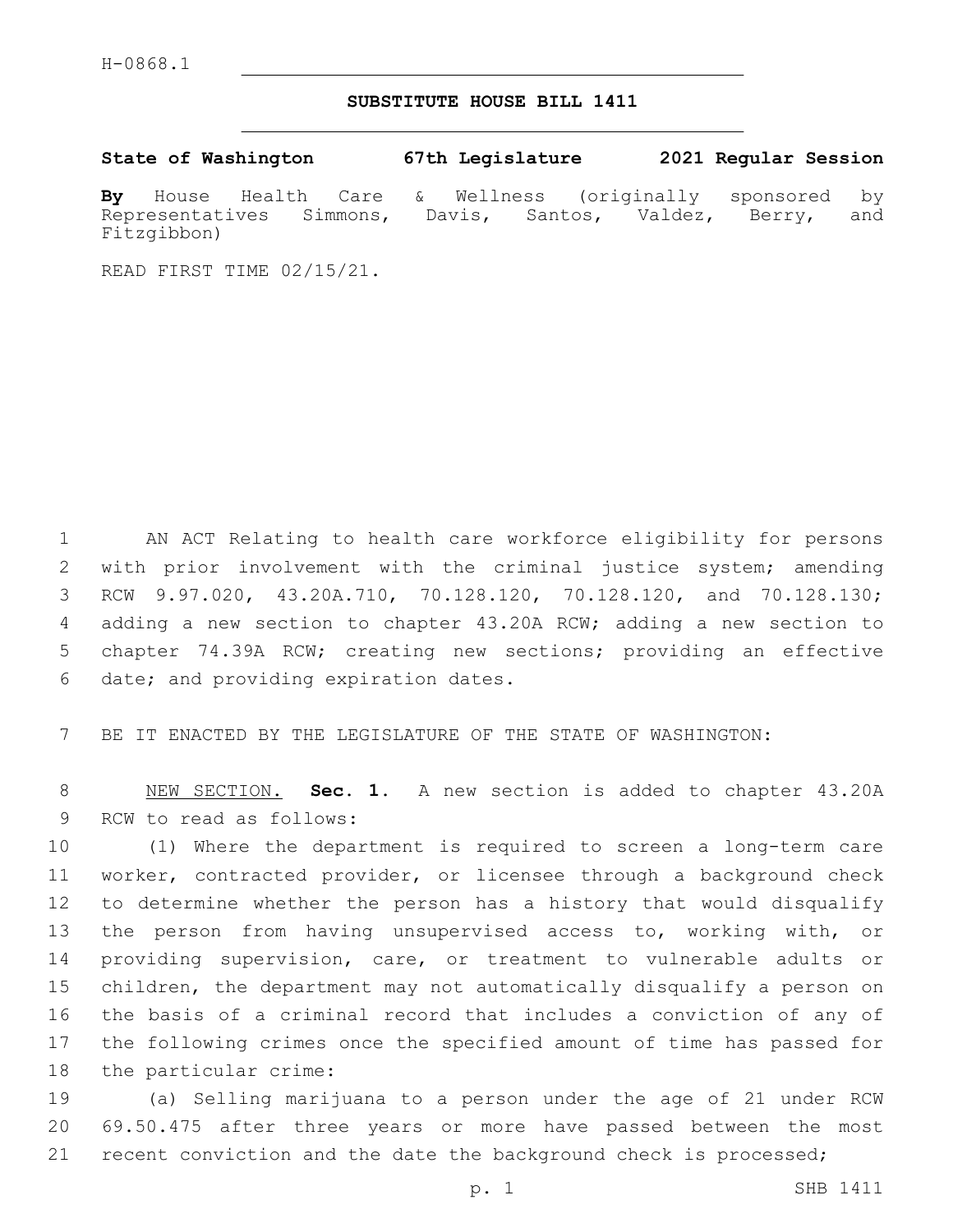H-0868.1

## SUBSTITUTE HOUSE BILL 1411

**State of Washington 67th Legislature 2021 Regular Session**

**By** House Health Care & Wellness (originally sponsored by Representatives Simmons, Davis, Santos, Valdez, Berry, and Fitzgibbon)

READ FIRST TIME 02/15/21.

AN ACT Relating to health care workforce eligibility for persons with prior involvement with the criminal justice system; amending RCW 9.97.020, 43.20A.710, 70.128.120, 70.128.120, and 70.128.130; adding a new section to chapter 43.20A RCW; adding a new section to chapter 74.39A RCW; creating new sections; providing an effective date; and providing expiration dates.

BE IT ENACTED BY THE LEGISLATURE OF THE STATE OF WASHINGTON:

NEW SECTION. **Sec. 1.** A new section is added to chapter 43.20A RCW to read as follows:

(1) Where the department is required to screen a long-term care worker, contracted provider, or licensee through a background check to determine whether the person has a history that would disqualify the person from having unsupervised access to, working with, or providing supervision, care, or treatment to vulnerable adults or children, the department may not automatically disqualify a person on the basis of a criminal record that includes a conviction of any of the following crimes once the specified amount of time has passed for the particular crime:

(a) Selling marijuana to a person under the age of 21 under RCW 69.50.475 after three years or more have passed between the most recent conviction and the date the background check is processed;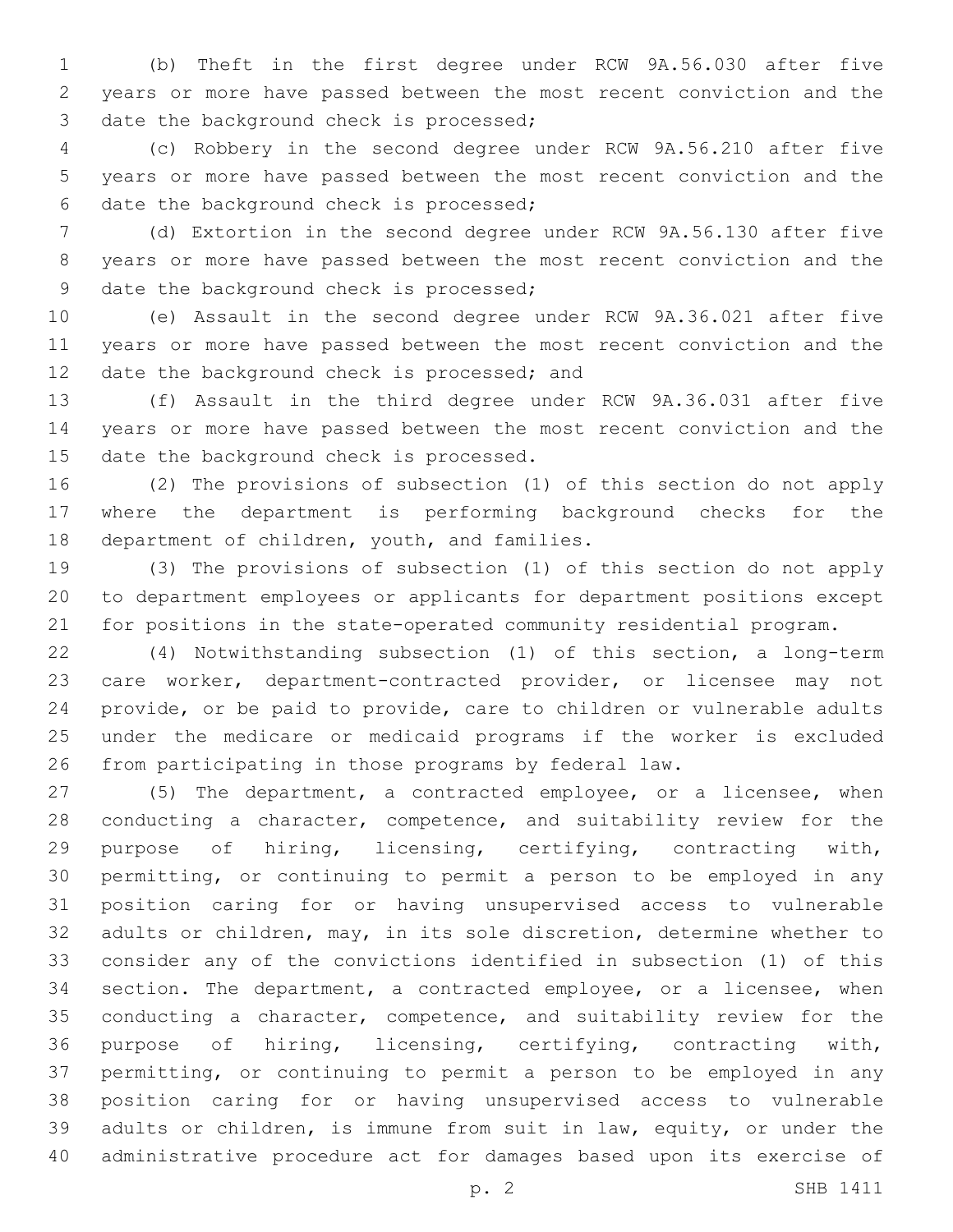(b) Theft in the first degree under RCW 9A.56.030 after five years or more have passed between the most recent conviction and the date the background check is processed;

(c) Robbery in the second degree under RCW 9A.56.210 after five years or more have passed between the most recent conviction and the date the background check is processed;

(d) Extortion in the second degree under RCW 9A.56.130 after five years or more have passed between the most recent conviction and the date the background check is processed;

(e) Assault in the second degree under RCW 9A.36.021 after five years or more have passed between the most recent conviction and the date the background check is processed; and

(f) Assault in the third degree under RCW 9A.36.031 after five years or more have passed between the most recent conviction and the date the background check is processed.

(2) The provisions of subsection (1) of this section do not apply where the department is performing background checks for the department of children, youth, and families.

(3) The provisions of subsection (1) of this section do not apply to department employees or applicants for department positions except for positions in the state-operated community residential program.

(4) Notwithstanding subsection (1) of this section, a long-term care worker, department-contracted provider, or licensee may not provide, or be paid to provide, care to children or vulnerable adults under the medicare or medicaid programs if the worker is excluded from participating in those programs by federal law.

(5) The department, a contracted employee, or a licensee, when conducting a character, competence, and suitability review for the purpose of hiring, licensing, certifying, contracting with, permitting, or continuing to permit a person to be employed in any position caring for or having unsupervised access to vulnerable adults or children, may, in its sole discretion, determine whether to consider any of the convictions identified in subsection (1) of this section. The department, a contracted employee, or a licensee, when conducting a character, competence, and suitability review for the purpose of hiring, licensing, certifying, contracting with, permitting, or continuing to permit a person to be employed in any position caring for or having unsupervised access to vulnerable adults or children, is immune from suit in law, equity, or under the administrative procedure act for damages based upon its exercise of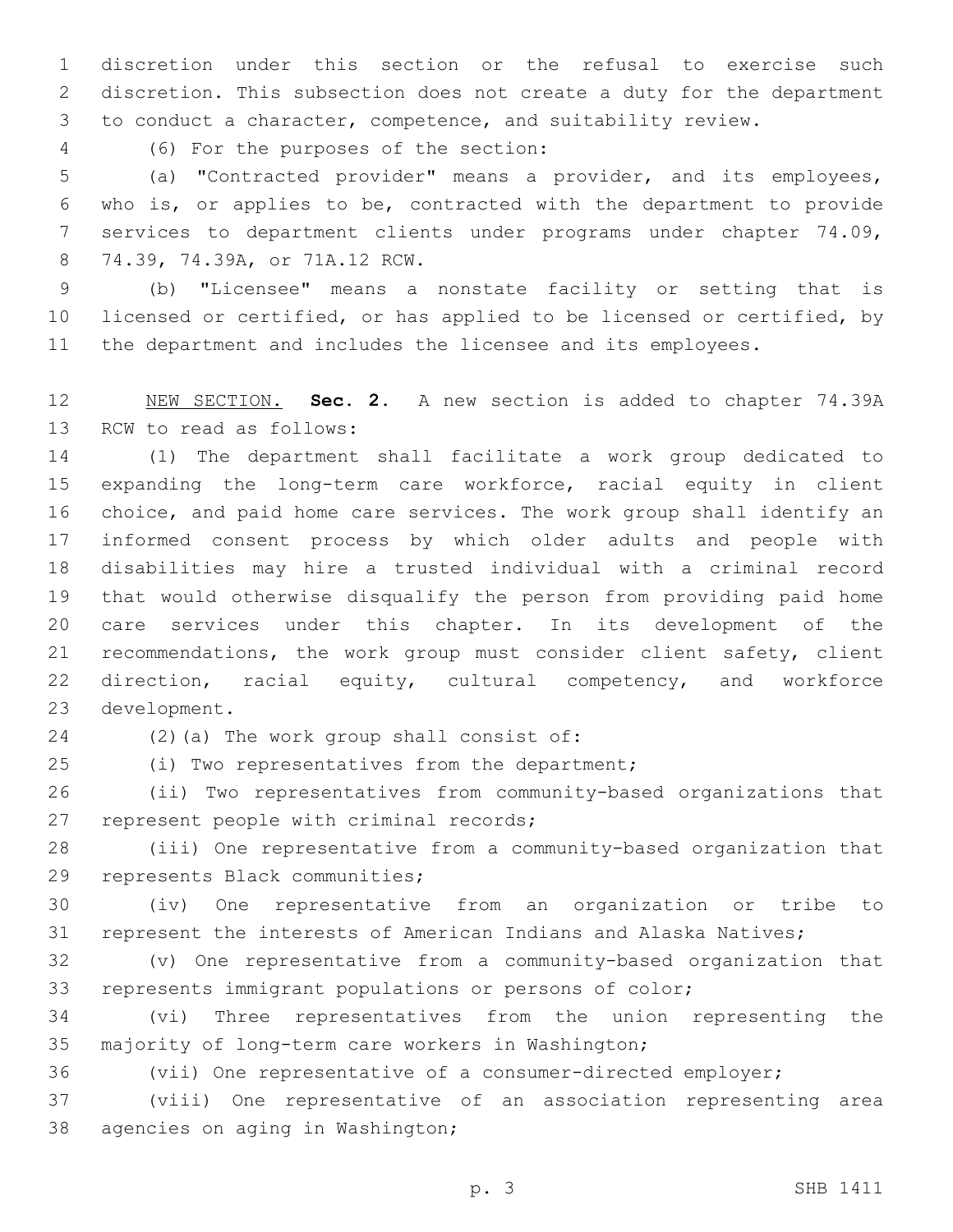discretion under this section or the refusal to exercise such discretion. This subsection does not create a duty for the department to conduct a character, competence, and suitability review.

(6) For the purposes of the section:

(a) "Contracted provider" means a provider, and its employees, who is, or applies to be, contracted with the department to provide services to department clients under programs under chapter 74.09, 74.39, 74.39A, or 71A.12 RCW.

(b) "Licensee" means a nonstate facility or setting that is licensed or certified, or has applied to be licensed or certified, by the department and includes the licensee and its employees.

NEW SECTION. **Sec. 2.** A new section is added to chapter 74.39A RCW to read as follows:

(1) The department shall facilitate a work group dedicated to expanding the long-term care workforce, racial equity in client choice, and paid home care services. The work group shall identify an informed consent process by which older adults and people with disabilities may hire a trusted individual with a criminal record that would otherwise disqualify the person from providing paid home care services under this chapter. In its development of the recommendations, the work group must consider client safety, client direction, racial equity, cultural competency, and workforce development.

(2)(a) The work group shall consist of:

(i) Two representatives from the department;

(ii) Two representatives from community-based organizations that represent people with criminal records;

(iii) One representative from a community-based organization that represents Black communities;

(iv) One representative from an organization or tribe to represent the interests of American Indians and Alaska Natives;

(v) One representative from a community-based organization that represents immigrant populations or persons of color;

(vi) Three representatives from the union representing the majority of long-term care workers in Washington;

(vii) One representative of a consumer-directed employer;

(viii) One representative of an association representing area agencies on aging in Washington;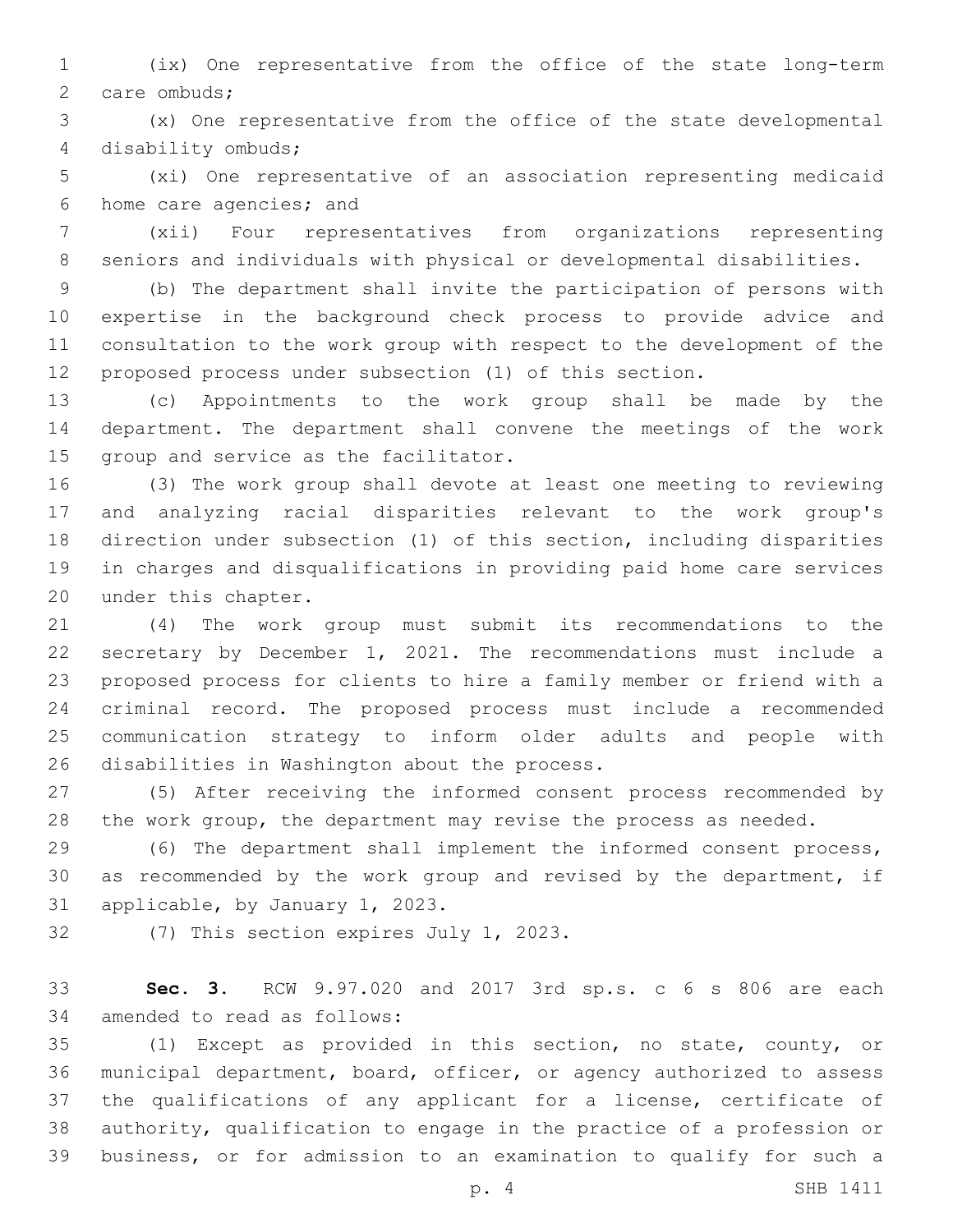(ix) One representative from the office of the state long-term care ombuds;

(x) One representative from the office of the state developmental disability ombuds;

(xi) One representative of an association representing medicaid home care agencies; and

(xii) Four representatives from organizations representing seniors and individuals with physical or developmental disabilities.

(b) The department shall invite the participation of persons with expertise in the background check process to provide advice and consultation to the work group with respect to the development of the proposed process under subsection (1) of this section.

(c) Appointments to the work group shall be made by the department. The department shall convene the meetings of the work group and service as the facilitator.

(3) The work group shall devote at least one meeting to reviewing and analyzing racial disparities relevant to the work group's direction under subsection (1) of this section, including disparities in charges and disqualifications in providing paid home care services under this chapter.

(4) The work group must submit its recommendations to the secretary by December 1, 2021. The recommendations must include a proposed process for clients to hire a family member or friend with a criminal record. The proposed process must include a recommended communication strategy to inform older adults and people with disabilities in Washington about the process.

(5) After receiving the informed consent process recommended by the work group, the department may revise the process as needed.

(6) The department shall implement the informed consent process, as recommended by the work group and revised by the department, if applicable, by January 1, 2023.

(7) This section expires July 1, 2023.

**Sec. 3.** RCW 9.97.020 and 2017 3rd sp.s. c 6 s 806 are each amended to read as follows:

(1) Except as provided in this section, no state, county, or municipal department, board, officer, or agency authorized to assess the qualifications of any applicant for a license, certificate of authority, qualification to engage in the practice of a profession or business, or for admission to an examination to qualify for such a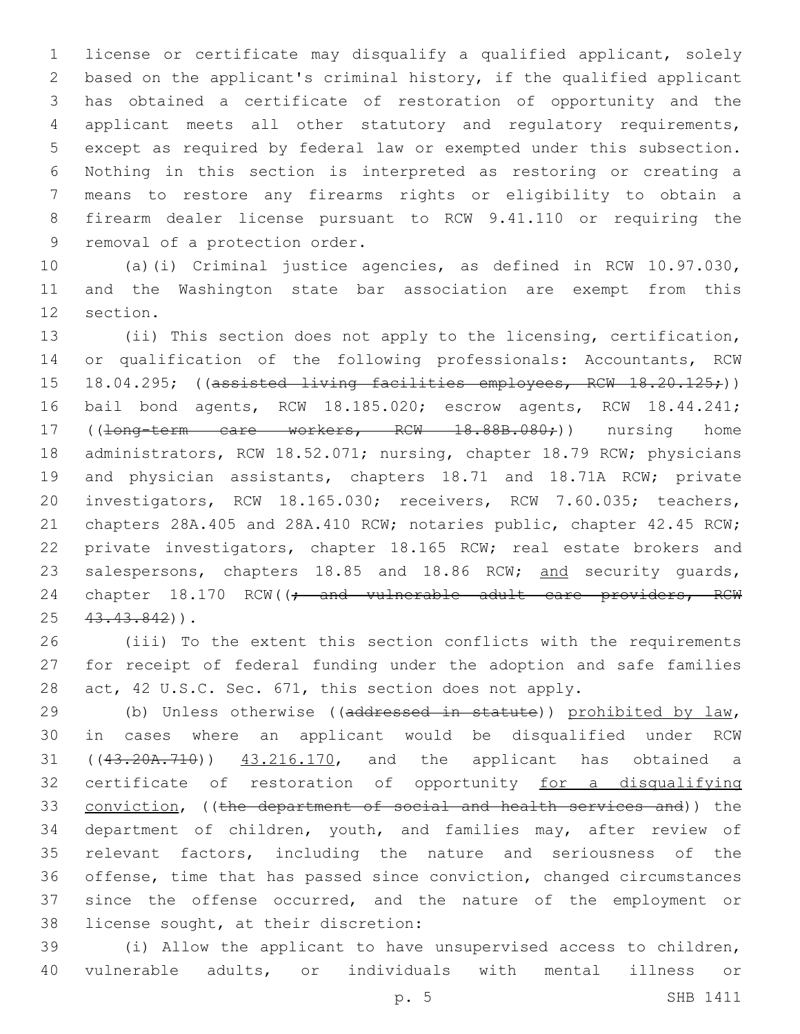license or certificate may disqualify a qualified applicant, solely based on the applicant's criminal history, if the qualified applicant has obtained a certificate of restoration of opportunity and the applicant meets all other statutory and regulatory requirements, except as required by federal law or exempted under this subsection. Nothing in this section is interpreted as restoring or creating a means to restore any firearms rights or eligibility to obtain a firearm dealer license pursuant to RCW 9.41.110 or requiring the removal of a protection order.

(a)(i) Criminal justice agencies, as defined in RCW 10.97.030, and the Washington state bar association are exempt from this section.

(ii) This section does not apply to the licensing, certification, or qualification of the following professionals: Accountants, RCW 18.04.295; ((~~assisted living facilities employees, RCW 18.20.125;~~)) bail bond agents, RCW 18.185.020; escrow agents, RCW 18.44.241; ((~~long-term care workers, RCW 18.88B.080;~~)) nursing home administrators, RCW 18.52.071; nursing, chapter 18.79 RCW; physicians and physician assistants, chapters 18.71 and 18.71A RCW; private investigators, RCW 18.165.030; receivers, RCW 7.60.035; teachers, chapters 28A.405 and 28A.410 RCW; notaries public, chapter 42.45 RCW; private investigators, chapter 18.165 RCW; real estate brokers and salespersons, chapters 18.85 and 18.86 RCW; <u>and</u> security guards, chapter 18.170 RCW((~~; and vulnerable adult care providers, RCW 43.43.842~~)).

(iii) To the extent this section conflicts with the requirements for receipt of federal funding under the adoption and safe families act, 42 U.S.C. Sec. 671, this section does not apply.

(b) Unless otherwise ((~~addressed in statute~~)) <u>prohibited by law</u>, in cases where an applicant would be disqualified under RCW ((~~43.20A.710~~)) <u>43.216.170</u>, and the applicant has obtained a certificate of restoration of opportunity <u>for a disqualifying conviction</u>, ((~~the department of social and health services and~~)) the department of children, youth, and families may, after review of relevant factors, including the nature and seriousness of the offense, time that has passed since conviction, changed circumstances since the offense occurred, and the nature of the employment or license sought, at their discretion:

(i) Allow the applicant to have unsupervised access to children, vulnerable adults, or individuals with mental illness or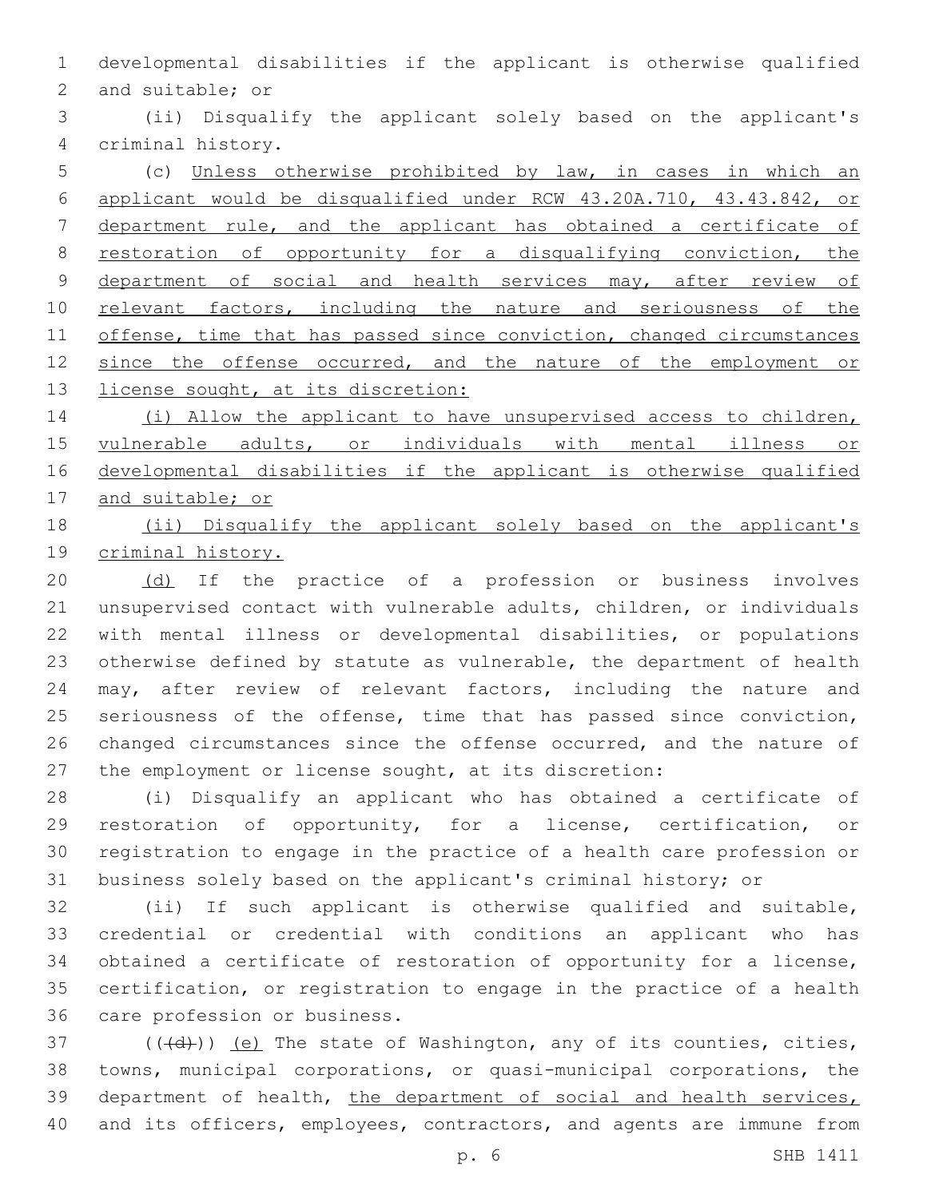developmental disabilities if the applicant is otherwise qualified and suitable; or

(ii) Disqualify the applicant solely based on the applicant's criminal history.

(c) <u>Unless otherwise prohibited by law, in cases in which an applicant would be disqualified under RCW 43.20A.710, 43.43.842, or department rule, and the applicant has obtained a certificate of restoration of opportunity for a disqualifying conviction, the department of social and health services may, after review of relevant factors, including the nature and seriousness of the offense, time that has passed since conviction, changed circumstances since the offense occurred, and the nature of the employment or license sought, at its discretion:</u>

<u>(i) Allow the applicant to have unsupervised access to children, vulnerable adults, or individuals with mental illness or developmental disabilities if the applicant is otherwise qualified and suitable; or</u>

<u>(ii) Disqualify the applicant solely based on the applicant's criminal history.</u>

<u>(d)</u> If the practice of a profession or business involves unsupervised contact with vulnerable adults, children, or individuals with mental illness or developmental disabilities, or populations otherwise defined by statute as vulnerable, the department of health may, after review of relevant factors, including the nature and seriousness of the offense, time that has passed since conviction, changed circumstances since the offense occurred, and the nature of the employment or license sought, at its discretion:

(i) Disqualify an applicant who has obtained a certificate of restoration of opportunity, for a license, certification, or registration to engage in the practice of a health care profession or business solely based on the applicant's criminal history; or

(ii) If such applicant is otherwise qualified and suitable, credential or credential with conditions an applicant who has obtained a certificate of restoration of opportunity for a license, certification, or registration to engage in the practice of a health care profession or business.

((~~(d)~~)) <u>(e)</u> The state of Washington, any of its counties, cities, towns, municipal corporations, or quasi-municipal corporations, the department of health, <u>the department of social and health services,</u> and its officers, employees, contractors, and agents are immune from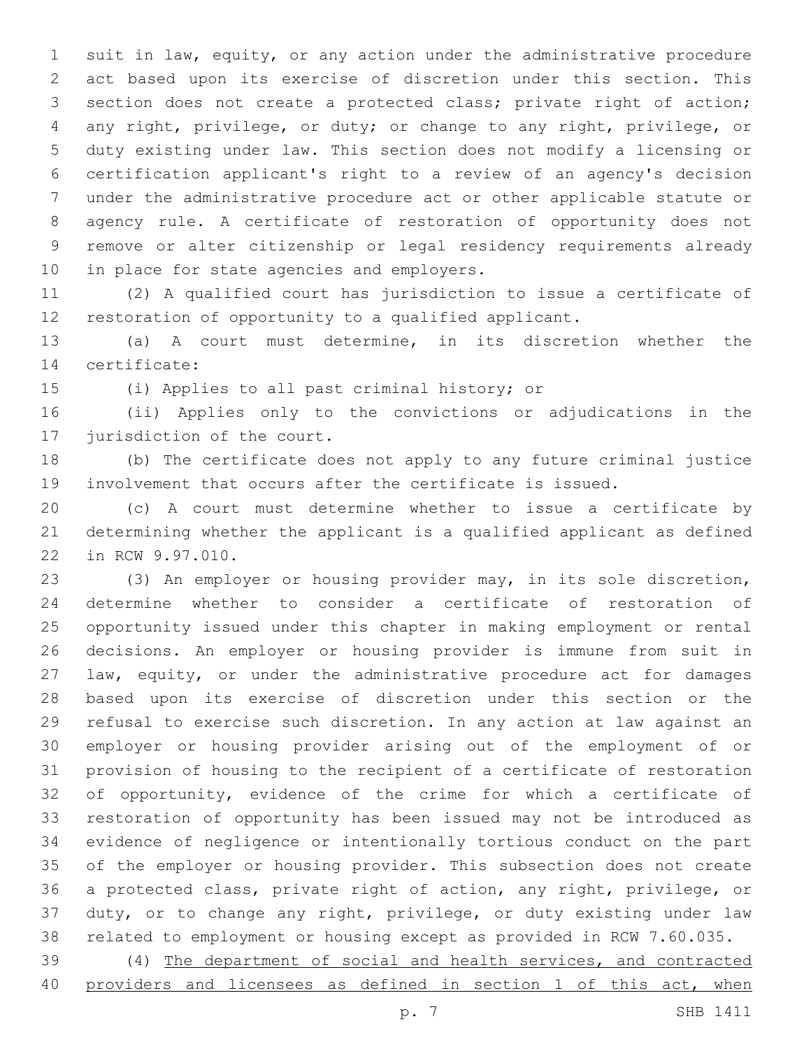suit in law, equity, or any action under the administrative procedure act based upon its exercise of discretion under this section. This section does not create a protected class; private right of action; any right, privilege, or duty; or change to any right, privilege, or duty existing under law. This section does not modify a licensing or certification applicant's right to a review of an agency's decision under the administrative procedure act or other applicable statute or agency rule. A certificate of restoration of opportunity does not remove or alter citizenship or legal residency requirements already in place for state agencies and employers.

(2) A qualified court has jurisdiction to issue a certificate of restoration of opportunity to a qualified applicant.

(a) A court must determine, in its discretion whether the certificate:

(i) Applies to all past criminal history; or

(ii) Applies only to the convictions or adjudications in the jurisdiction of the court.

(b) The certificate does not apply to any future criminal justice involvement that occurs after the certificate is issued.

(c) A court must determine whether to issue a certificate by determining whether the applicant is a qualified applicant as defined in RCW 9.97.010.

(3) An employer or housing provider may, in its sole discretion, determine whether to consider a certificate of restoration of opportunity issued under this chapter in making employment or rental decisions. An employer or housing provider is immune from suit in law, equity, or under the administrative procedure act for damages based upon its exercise of discretion under this section or the refusal to exercise such discretion. In any action at law against an employer or housing provider arising out of the employment of or provision of housing to the recipient of a certificate of restoration of opportunity, evidence of the crime for which a certificate of restoration of opportunity has been issued may not be introduced as evidence of negligence or intentionally tortious conduct on the part of the employer or housing provider. This subsection does not create a protected class, private right of action, any right, privilege, or duty, or to change any right, privilege, or duty existing under law related to employment or housing except as provided in RCW 7.60.035.

(4) <u>The department of social and health services, and contracted providers and licensees as defined in section 1 of this act, when</u>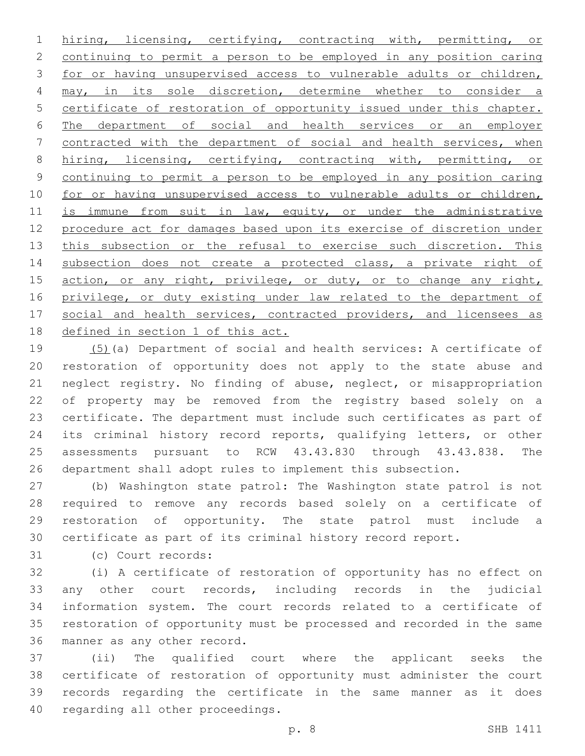hiring, licensing, certifying, contracting with, permitting, or continuing to permit a person to be employed in any position caring for or having unsupervised access to vulnerable adults or children, may, in its sole discretion, determine whether to consider a certificate of restoration of opportunity issued under this chapter. The department of social and health services or an employer contracted with the department of social and health services, when hiring, licensing, certifying, contracting with, permitting, or continuing to permit a person to be employed in any position caring for or having unsupervised access to vulnerable adults or children, is immune from suit in law, equity, or under the administrative procedure act for damages based upon its exercise of discretion under this subsection or the refusal to exercise such discretion. This subsection does not create a protected class, a private right of action, or any right, privilege, or duty, or to change any right, privilege, or duty existing under law related to the department of social and health services, contracted providers, and licensees as defined in section 1 of this act.

(5)(a) Department of social and health services: A certificate of restoration of opportunity does not apply to the state abuse and neglect registry. No finding of abuse, neglect, or misappropriation of property may be removed from the registry based solely on a certificate. The department must include such certificates as part of its criminal history record reports, qualifying letters, or other assessments pursuant to RCW 43.43.830 through 43.43.838. The department shall adopt rules to implement this subsection.

(b) Washington state patrol: The Washington state patrol is not required to remove any records based solely on a certificate of restoration of opportunity. The state patrol must include a certificate as part of its criminal history record report.

(c) Court records:

(i) A certificate of restoration of opportunity has no effect on any other court records, including records in the judicial information system. The court records related to a certificate of restoration of opportunity must be processed and recorded in the same manner as any other record.

(ii) The qualified court where the applicant seeks the certificate of restoration of opportunity must administer the court records regarding the certificate in the same manner as it does regarding all other proceedings.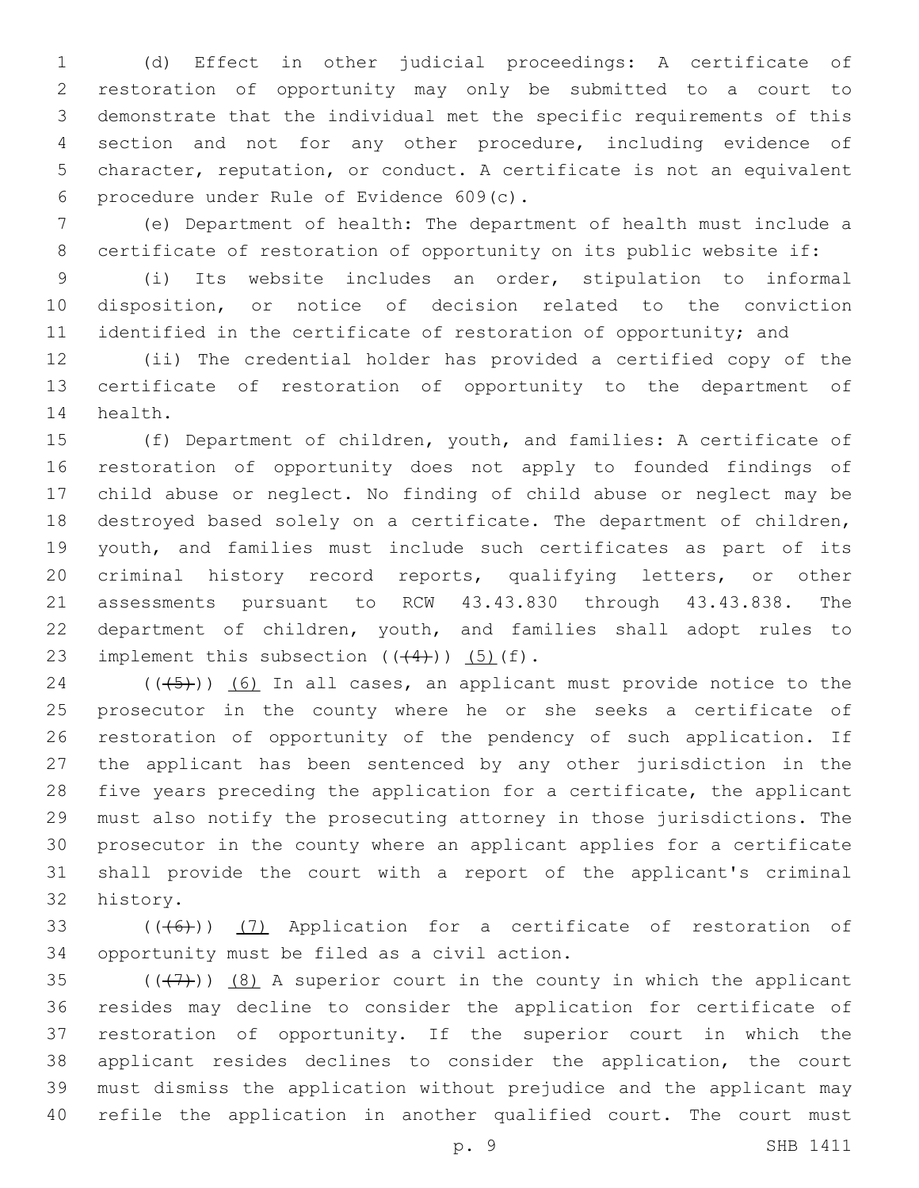(d) Effect in other judicial proceedings: A certificate of restoration of opportunity may only be submitted to a court to demonstrate that the individual met the specific requirements of this section and not for any other procedure, including evidence of character, reputation, or conduct. A certificate is not an equivalent procedure under Rule of Evidence 609(c).

(e) Department of health: The department of health must include a certificate of restoration of opportunity on its public website if:

(i) Its website includes an order, stipulation to informal disposition, or notice of decision related to the conviction identified in the certificate of restoration of opportunity; and

(ii) The credential holder has provided a certified copy of the certificate of restoration of opportunity to the department of health.

(f) Department of children, youth, and families: A certificate of restoration of opportunity does not apply to founded findings of child abuse or neglect. No finding of child abuse or neglect may be destroyed based solely on a certificate. The department of children, youth, and families must include such certificates as part of its criminal history record reports, qualifying letters, or other assessments pursuant to RCW 43.43.830 through 43.43.838. The department of children, youth, and families shall adopt rules to implement this subsection ((~~(4)~~)) <u>(5)</u>(f).

((~~(5)~~)) <u>(6)</u> In all cases, an applicant must provide notice to the prosecutor in the county where he or she seeks a certificate of restoration of opportunity of the pendency of such application. If the applicant has been sentenced by any other jurisdiction in the five years preceding the application for a certificate, the applicant must also notify the prosecuting attorney in those jurisdictions. The prosecutor in the county where an applicant applies for a certificate shall provide the court with a report of the applicant's criminal history.

((~~(6)~~)) <u>(7)</u> Application for a certificate of restoration of opportunity must be filed as a civil action.

((~~(7)~~)) <u>(8)</u> A superior court in the county in which the applicant resides may decline to consider the application for certificate of restoration of opportunity. If the superior court in which the applicant resides declines to consider the application, the court must dismiss the application without prejudice and the applicant may refile the application in another qualified court. The court must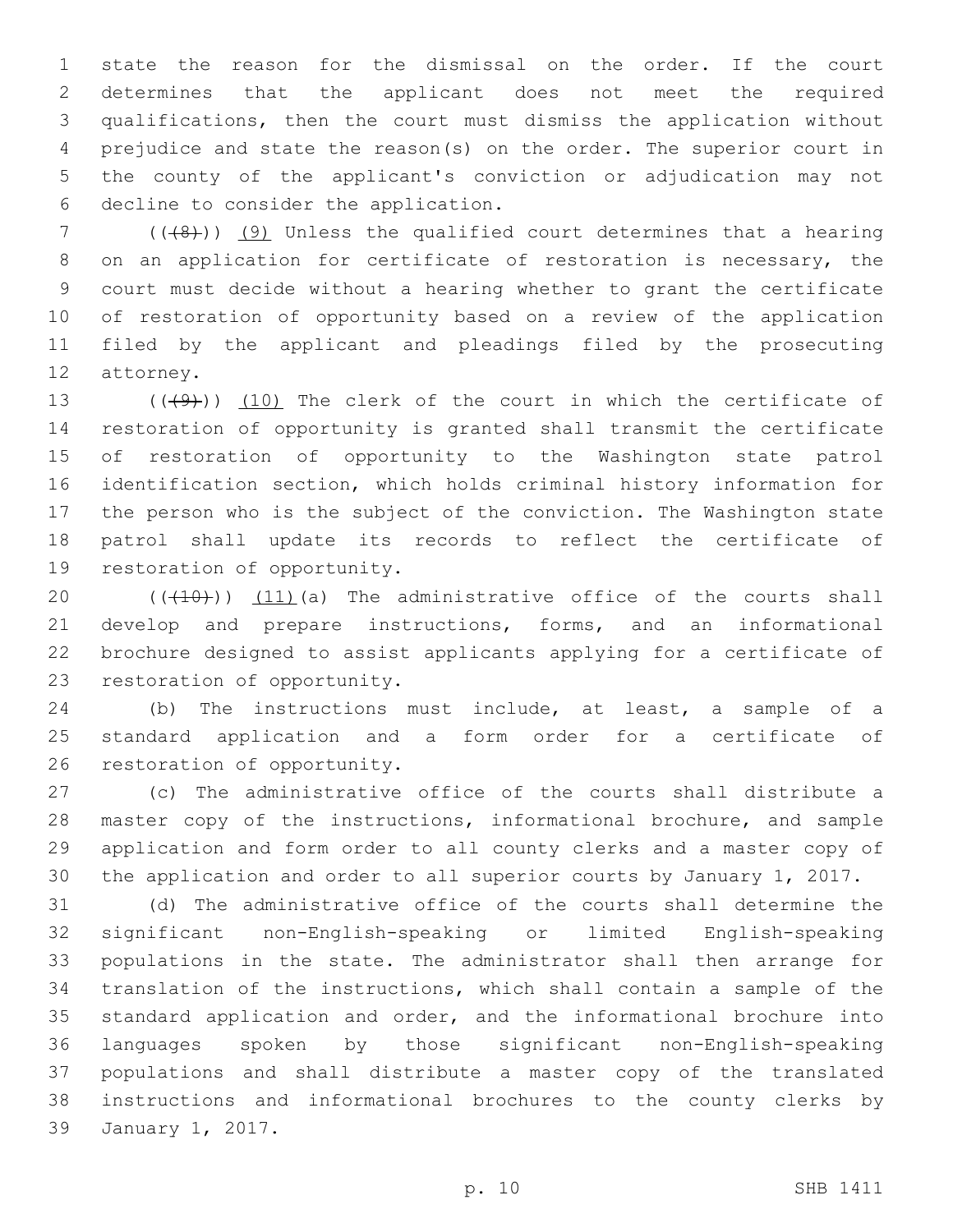state the reason for the dismissal on the order. If the court determines that the applicant does not meet the required qualifications, then the court must dismiss the application without prejudice and state the reason(s) on the order. The superior court in the county of the applicant's conviction or adjudication may not decline to consider the application.

(((8))) (9) Unless the qualified court determines that a hearing on an application for certificate of restoration is necessary, the court must decide without a hearing whether to grant the certificate of restoration of opportunity based on a review of the application filed by the applicant and pleadings filed by the prosecuting attorney.

(((9))) (10) The clerk of the court in which the certificate of restoration of opportunity is granted shall transmit the certificate of restoration of opportunity to the Washington state patrol identification section, which holds criminal history information for the person who is the subject of the conviction. The Washington state patrol shall update its records to reflect the certificate of restoration of opportunity.

(((10))) (11)(a) The administrative office of the courts shall develop and prepare instructions, forms, and an informational brochure designed to assist applicants applying for a certificate of restoration of opportunity.

(b) The instructions must include, at least, a sample of a standard application and a form order for a certificate of restoration of opportunity.

(c) The administrative office of the courts shall distribute a master copy of the instructions, informational brochure, and sample application and form order to all county clerks and a master copy of the application and order to all superior courts by January 1, 2017.

(d) The administrative office of the courts shall determine the significant non-English-speaking or limited English-speaking populations in the state. The administrator shall then arrange for translation of the instructions, which shall contain a sample of the standard application and order, and the informational brochure into languages spoken by those significant non-English-speaking populations and shall distribute a master copy of the translated instructions and informational brochures to the county clerks by January 1, 2017.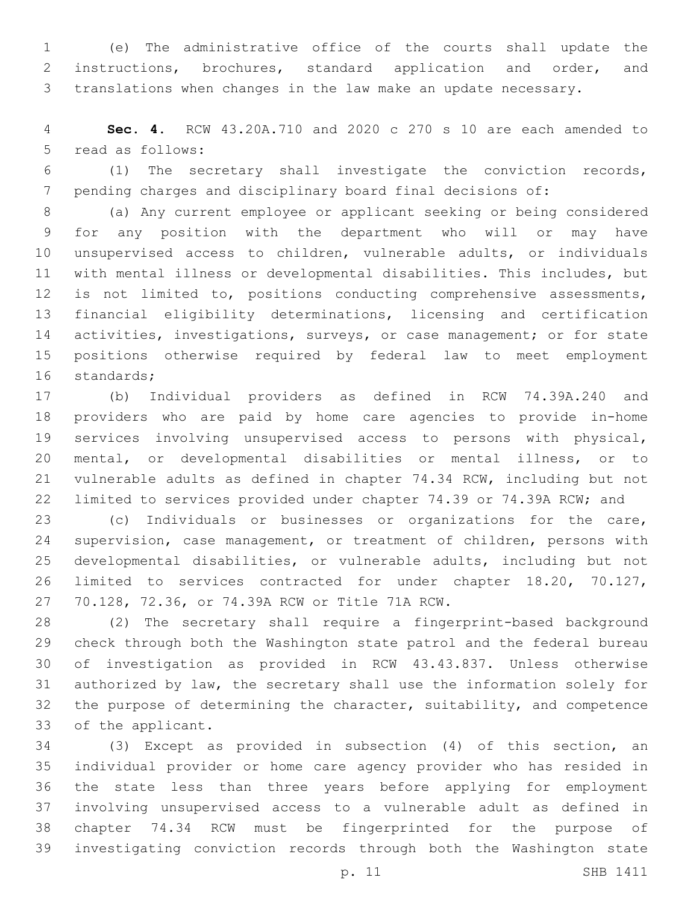(e) The administrative office of the courts shall update the instructions, brochures, standard application and order, and translations when changes in the law make an update necessary.

**Sec. 4.** RCW 43.20A.710 and 2020 c 270 s 10 are each amended to read as follows:

(1) The secretary shall investigate the conviction records, pending charges and disciplinary board final decisions of:

(a) Any current employee or applicant seeking or being considered for any position with the department who will or may have unsupervised access to children, vulnerable adults, or individuals with mental illness or developmental disabilities. This includes, but is not limited to, positions conducting comprehensive assessments, financial eligibility determinations, licensing and certification activities, investigations, surveys, or case management; or for state positions otherwise required by federal law to meet employment standards;

(b) Individual providers as defined in RCW 74.39A.240 and providers who are paid by home care agencies to provide in-home services involving unsupervised access to persons with physical, mental, or developmental disabilities or mental illness, or to vulnerable adults as defined in chapter 74.34 RCW, including but not limited to services provided under chapter 74.39 or 74.39A RCW; and

(c) Individuals or businesses or organizations for the care, supervision, case management, or treatment of children, persons with developmental disabilities, or vulnerable adults, including but not limited to services contracted for under chapter 18.20, 70.127, 70.128, 72.36, or 74.39A RCW or Title 71A RCW.

(2) The secretary shall require a fingerprint-based background check through both the Washington state patrol and the federal bureau of investigation as provided in RCW 43.43.837. Unless otherwise authorized by law, the secretary shall use the information solely for the purpose of determining the character, suitability, and competence of the applicant.

(3) Except as provided in subsection (4) of this section, an individual provider or home care agency provider who has resided in the state less than three years before applying for employment involving unsupervised access to a vulnerable adult as defined in chapter 74.34 RCW must be fingerprinted for the purpose of investigating conviction records through both the Washington state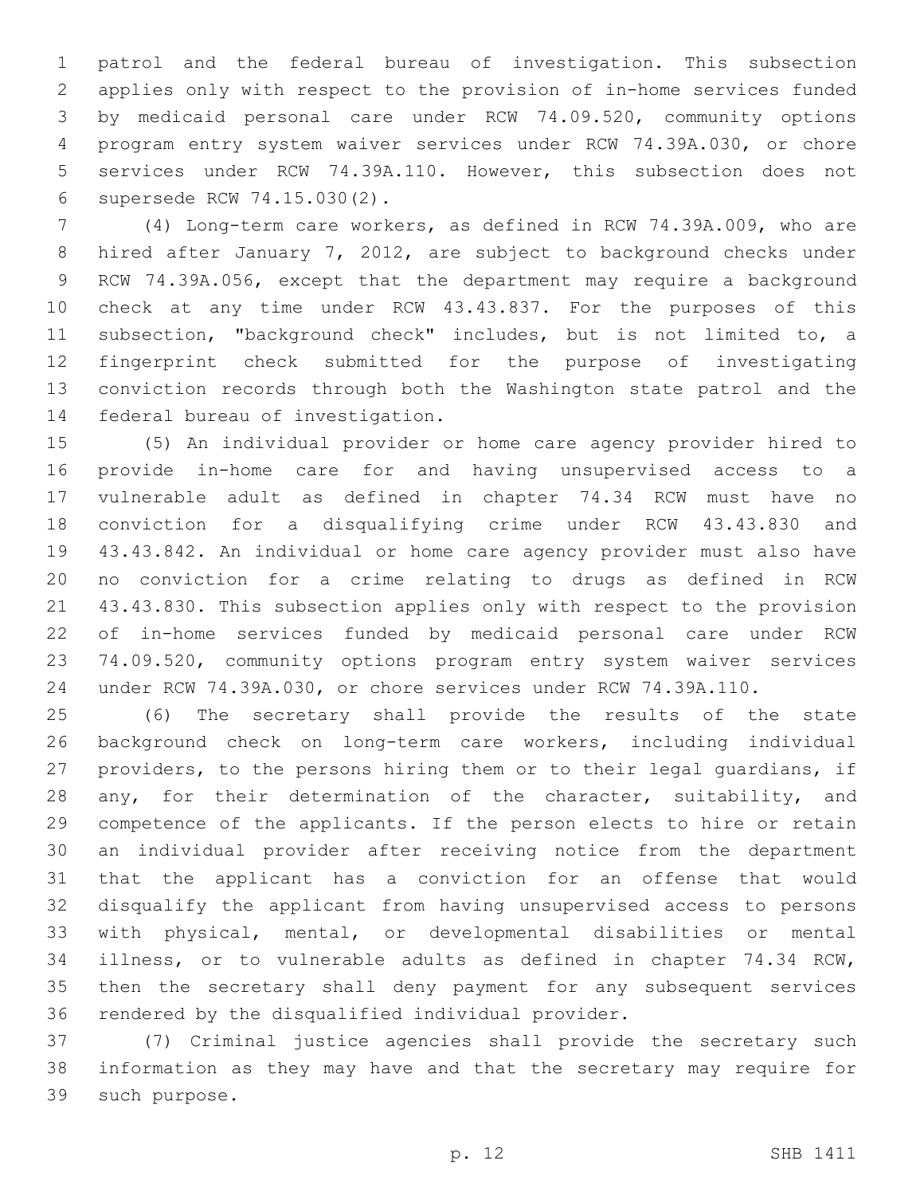patrol and the federal bureau of investigation. This subsection applies only with respect to the provision of in-home services funded by medicaid personal care under RCW 74.09.520, community options program entry system waiver services under RCW 74.39A.030, or chore services under RCW 74.39A.110. However, this subsection does not supersede RCW 74.15.030(2).

(4) Long-term care workers, as defined in RCW 74.39A.009, who are hired after January 7, 2012, are subject to background checks under RCW 74.39A.056, except that the department may require a background check at any time under RCW 43.43.837. For the purposes of this subsection, "background check" includes, but is not limited to, a fingerprint check submitted for the purpose of investigating conviction records through both the Washington state patrol and the federal bureau of investigation.

(5) An individual provider or home care agency provider hired to provide in-home care for and having unsupervised access to a vulnerable adult as defined in chapter 74.34 RCW must have no conviction for a disqualifying crime under RCW 43.43.830 and 43.43.842. An individual or home care agency provider must also have no conviction for a crime relating to drugs as defined in RCW 43.43.830. This subsection applies only with respect to the provision of in-home services funded by medicaid personal care under RCW 74.09.520, community options program entry system waiver services under RCW 74.39A.030, or chore services under RCW 74.39A.110.

(6) The secretary shall provide the results of the state background check on long-term care workers, including individual providers, to the persons hiring them or to their legal guardians, if any, for their determination of the character, suitability, and competence of the applicants. If the person elects to hire or retain an individual provider after receiving notice from the department that the applicant has a conviction for an offense that would disqualify the applicant from having unsupervised access to persons with physical, mental, or developmental disabilities or mental illness, or to vulnerable adults as defined in chapter 74.34 RCW, then the secretary shall deny payment for any subsequent services rendered by the disqualified individual provider.

(7) Criminal justice agencies shall provide the secretary such information as they may have and that the secretary may require for such purpose.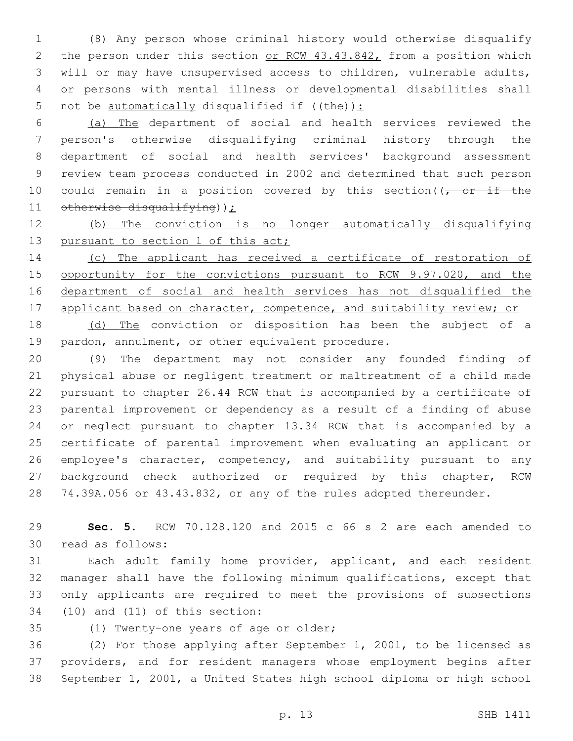(8) Any person whose criminal history would otherwise disqualify the person under this section or RCW 43.43.842, from a position which will or may have unsupervised access to children, vulnerable adults, or persons with mental illness or developmental disabilities shall not be automatically disqualified if ((the)):

(a) The department of social and health services reviewed the person's otherwise disqualifying criminal history through the department of social and health services' background assessment review team process conducted in 2002 and determined that such person could remain in a position covered by this section((, or if the otherwise disqualifying));

(b) The conviction is no longer automatically disqualifying pursuant to section 1 of this act;

(c) The applicant has received a certificate of restoration of opportunity for the convictions pursuant to RCW 9.97.020, and the department of social and health services has not disqualified the applicant based on character, competence, and suitability review; or

(d) The conviction or disposition has been the subject of a pardon, annulment, or other equivalent procedure.

(9) The department may not consider any founded finding of physical abuse or negligent treatment or maltreatment of a child made pursuant to chapter 26.44 RCW that is accompanied by a certificate of parental improvement or dependency as a result of a finding of abuse or neglect pursuant to chapter 13.34 RCW that is accompanied by a certificate of parental improvement when evaluating an applicant or employee's character, competency, and suitability pursuant to any background check authorized or required by this chapter, RCW 74.39A.056 or 43.43.832, or any of the rules adopted thereunder.

**Sec. 5.** RCW 70.128.120 and 2015 c 66 s 2 are each amended to read as follows:

Each adult family home provider, applicant, and each resident manager shall have the following minimum qualifications, except that only applicants are required to meet the provisions of subsections (10) and (11) of this section:

(1) Twenty-one years of age or older;

(2) For those applying after September 1, 2001, to be licensed as providers, and for resident managers whose employment begins after September 1, 2001, a United States high school diploma or high school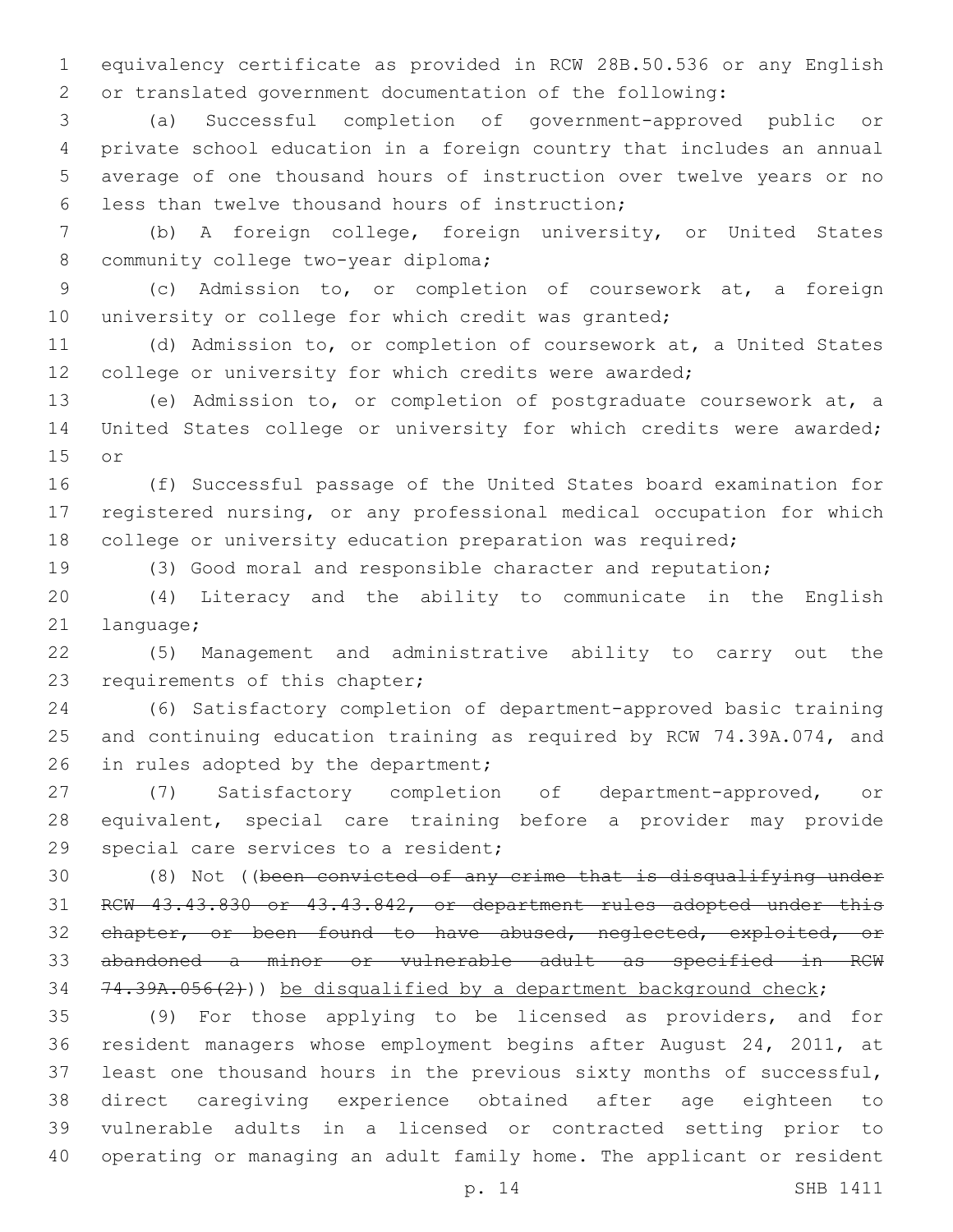equivalency certificate as provided in RCW 28B.50.536 or any English or translated government documentation of the following:

(a) Successful completion of government-approved public or private school education in a foreign country that includes an annual average of one thousand hours of instruction over twelve years or no less than twelve thousand hours of instruction;

(b) A foreign college, foreign university, or United States community college two-year diploma;

(c) Admission to, or completion of coursework at, a foreign university or college for which credit was granted;

(d) Admission to, or completion of coursework at, a United States college or university for which credits were awarded;

(e) Admission to, or completion of postgraduate coursework at, a United States college or university for which credits were awarded; or

(f) Successful passage of the United States board examination for registered nursing, or any professional medical occupation for which college or university education preparation was required;

(3) Good moral and responsible character and reputation;

(4) Literacy and the ability to communicate in the English language;

(5) Management and administrative ability to carry out the requirements of this chapter;

(6) Satisfactory completion of department-approved basic training and continuing education training as required by RCW 74.39A.074, and in rules adopted by the department;

(7) Satisfactory completion of department-approved, or equivalent, special care training before a provider may provide special care services to a resident;

(8) Not ((~~been convicted of any crime that is disqualifying under RCW 43.43.830 or 43.43.842, or department rules adopted under this chapter, or been found to have abused, neglected, exploited, or abandoned a minor or vulnerable adult as specified in RCW 74.39A.056(2)~~)) <u>be disqualified by a department background check</u>;

(9) For those applying to be licensed as providers, and for resident managers whose employment begins after August 24, 2011, at least one thousand hours in the previous sixty months of successful, direct caregiving experience obtained after age eighteen to vulnerable adults in a licensed or contracted setting prior to operating or managing an adult family home. The applicant or resident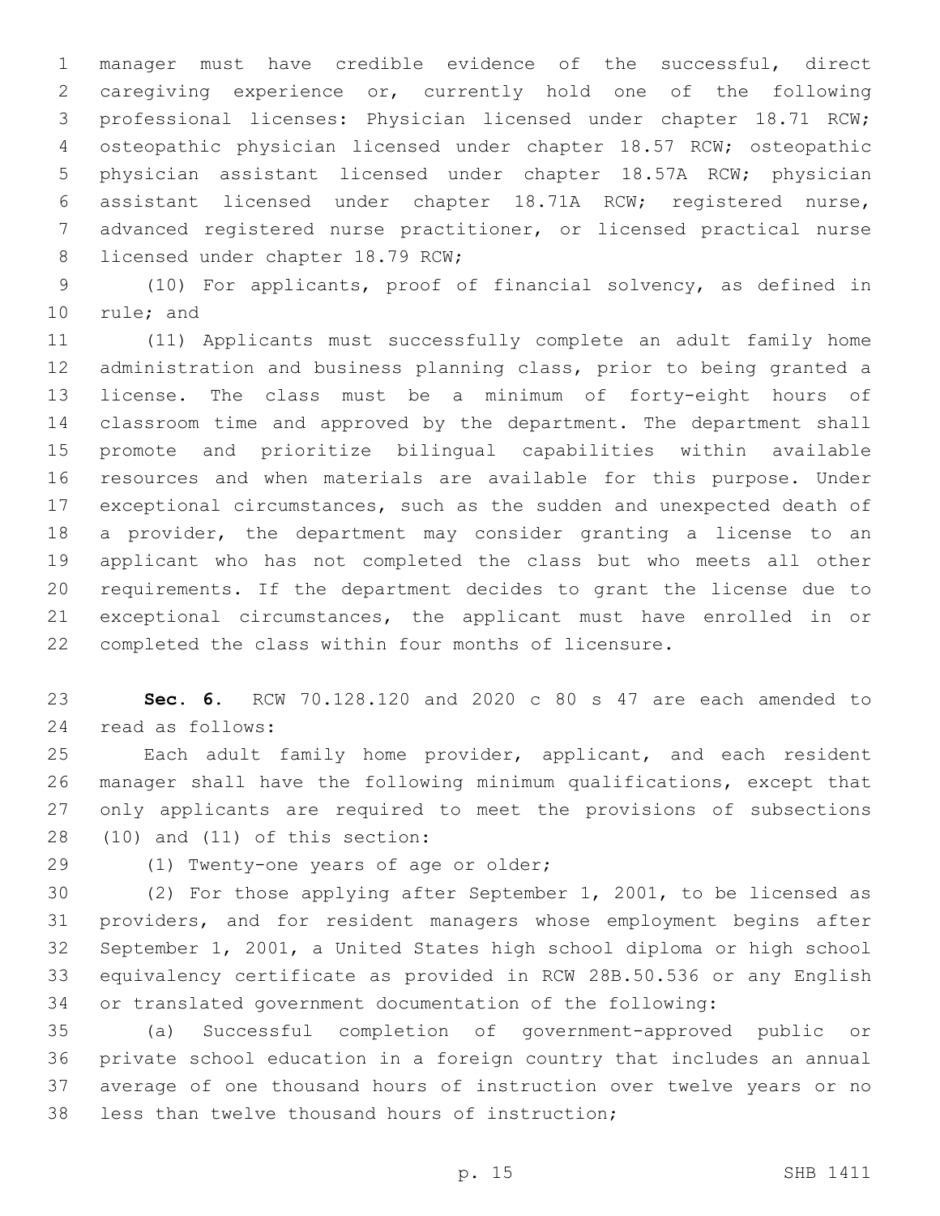manager must have credible evidence of the successful, direct caregiving experience or, currently hold one of the following professional licenses: Physician licensed under chapter 18.71 RCW; osteopathic physician licensed under chapter 18.57 RCW; osteopathic physician assistant licensed under chapter 18.57A RCW; physician assistant licensed under chapter 18.71A RCW; registered nurse, advanced registered nurse practitioner, or licensed practical nurse licensed under chapter 18.79 RCW;

(10) For applicants, proof of financial solvency, as defined in rule; and

(11) Applicants must successfully complete an adult family home administration and business planning class, prior to being granted a license. The class must be a minimum of forty-eight hours of classroom time and approved by the department. The department shall promote and prioritize bilingual capabilities within available resources and when materials are available for this purpose. Under exceptional circumstances, such as the sudden and unexpected death of a provider, the department may consider granting a license to an applicant who has not completed the class but who meets all other requirements. If the department decides to grant the license due to exceptional circumstances, the applicant must have enrolled in or completed the class within four months of licensure.

**Sec. 6.** RCW 70.128.120 and 2020 c 80 s 47 are each amended to read as follows:

Each adult family home provider, applicant, and each resident manager shall have the following minimum qualifications, except that only applicants are required to meet the provisions of subsections (10) and (11) of this section:

(1) Twenty-one years of age or older;

(2) For those applying after September 1, 2001, to be licensed as providers, and for resident managers whose employment begins after September 1, 2001, a United States high school diploma or high school equivalency certificate as provided in RCW 28B.50.536 or any English or translated government documentation of the following:

(a) Successful completion of government-approved public or private school education in a foreign country that includes an annual average of one thousand hours of instruction over twelve years or no less than twelve thousand hours of instruction;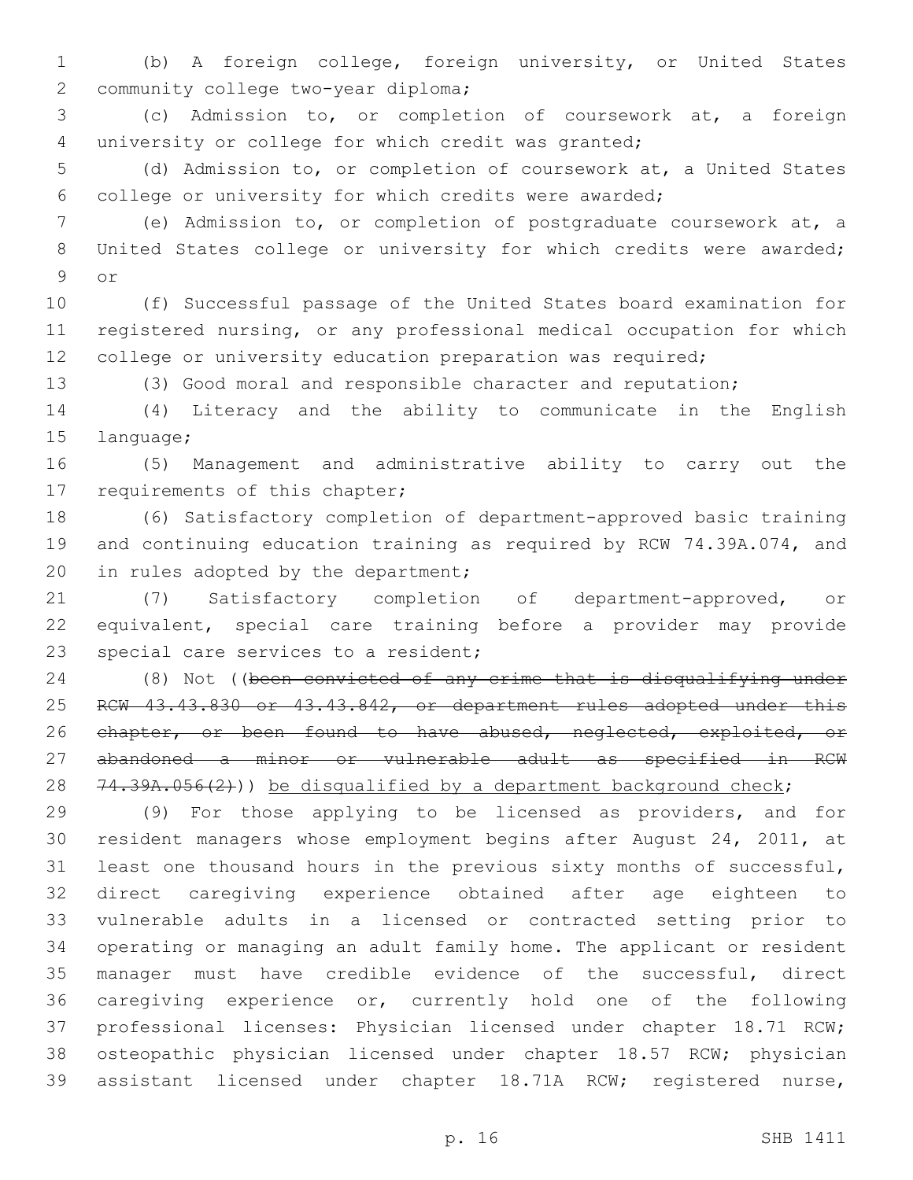(b) A foreign college, foreign university, or United States community college two-year diploma;

(c) Admission to, or completion of coursework at, a foreign university or college for which credit was granted;

(d) Admission to, or completion of coursework at, a United States college or university for which credits were awarded;

(e) Admission to, or completion of postgraduate coursework at, a United States college or university for which credits were awarded; or

(f) Successful passage of the United States board examination for registered nursing, or any professional medical occupation for which college or university education preparation was required;

(3) Good moral and responsible character and reputation;

(4) Literacy and the ability to communicate in the English language;

(5) Management and administrative ability to carry out the requirements of this chapter;

(6) Satisfactory completion of department-approved basic training and continuing education training as required by RCW 74.39A.074, and in rules adopted by the department;

(7) Satisfactory completion of department-approved, or equivalent, special care training before a provider may provide special care services to a resident;

(8) Not ((~~been convicted of any crime that is disqualifying under RCW 43.43.830 or 43.43.842, or department rules adopted under this chapter, or been found to have abused, neglected, exploited, or abandoned a minor or vulnerable adult as specified in RCW 74.39A.056(2)~~)) <u>be disqualified by a department background check</u>;

(9) For those applying to be licensed as providers, and for resident managers whose employment begins after August 24, 2011, at least one thousand hours in the previous sixty months of successful, direct caregiving experience obtained after age eighteen to vulnerable adults in a licensed or contracted setting prior to operating or managing an adult family home. The applicant or resident manager must have credible evidence of the successful, direct caregiving experience or, currently hold one of the following professional licenses: Physician licensed under chapter 18.71 RCW; osteopathic physician licensed under chapter 18.57 RCW; physician assistant licensed under chapter 18.71A RCW; registered nurse,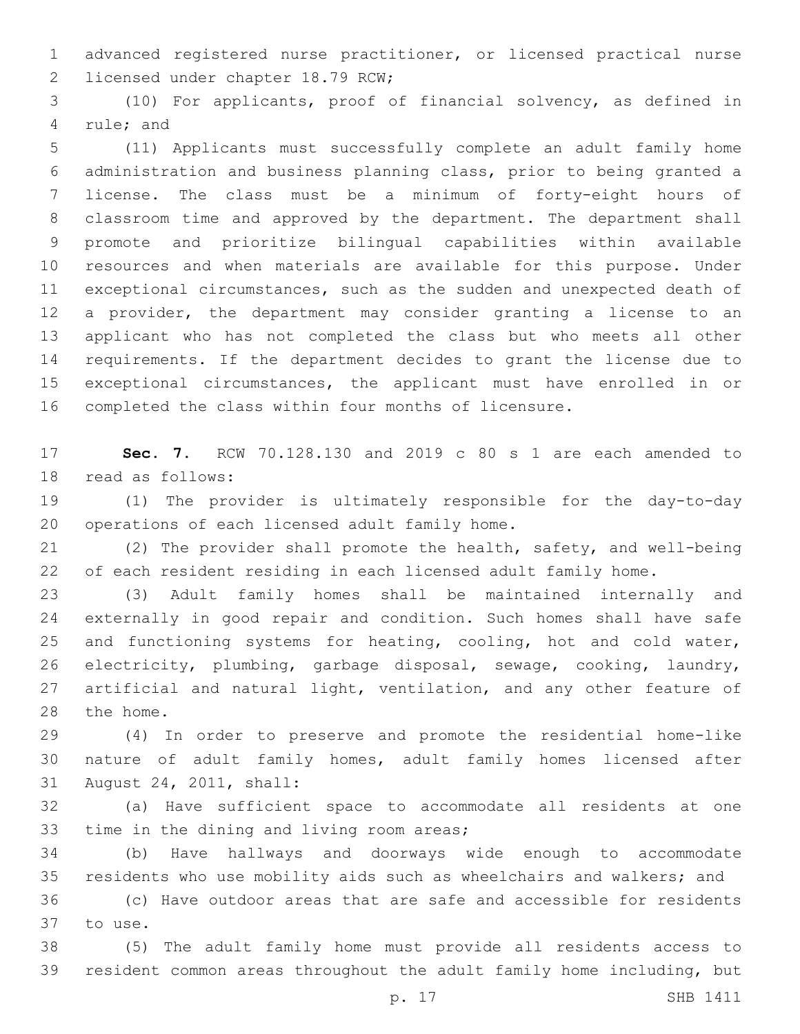advanced registered nurse practitioner, or licensed practical nurse licensed under chapter 18.79 RCW;

(10) For applicants, proof of financial solvency, as defined in rule; and

(11) Applicants must successfully complete an adult family home administration and business planning class, prior to being granted a license. The class must be a minimum of forty-eight hours of classroom time and approved by the department. The department shall promote and prioritize bilingual capabilities within available resources and when materials are available for this purpose. Under exceptional circumstances, such as the sudden and unexpected death of a provider, the department may consider granting a license to an applicant who has not completed the class but who meets all other requirements. If the department decides to grant the license due to exceptional circumstances, the applicant must have enrolled in or completed the class within four months of licensure.

**Sec. 7.** RCW 70.128.130 and 2019 c 80 s 1 are each amended to read as follows:

(1) The provider is ultimately responsible for the day-to-day operations of each licensed adult family home.

(2) The provider shall promote the health, safety, and well-being of each resident residing in each licensed adult family home.

(3) Adult family homes shall be maintained internally and externally in good repair and condition. Such homes shall have safe and functioning systems for heating, cooling, hot and cold water, electricity, plumbing, garbage disposal, sewage, cooking, laundry, artificial and natural light, ventilation, and any other feature of the home.

(4) In order to preserve and promote the residential home-like nature of adult family homes, adult family homes licensed after August 24, 2011, shall:

(a) Have sufficient space to accommodate all residents at one time in the dining and living room areas;

(b) Have hallways and doorways wide enough to accommodate residents who use mobility aids such as wheelchairs and walkers; and

(c) Have outdoor areas that are safe and accessible for residents to use.

(5) The adult family home must provide all residents access to resident common areas throughout the adult family home including, but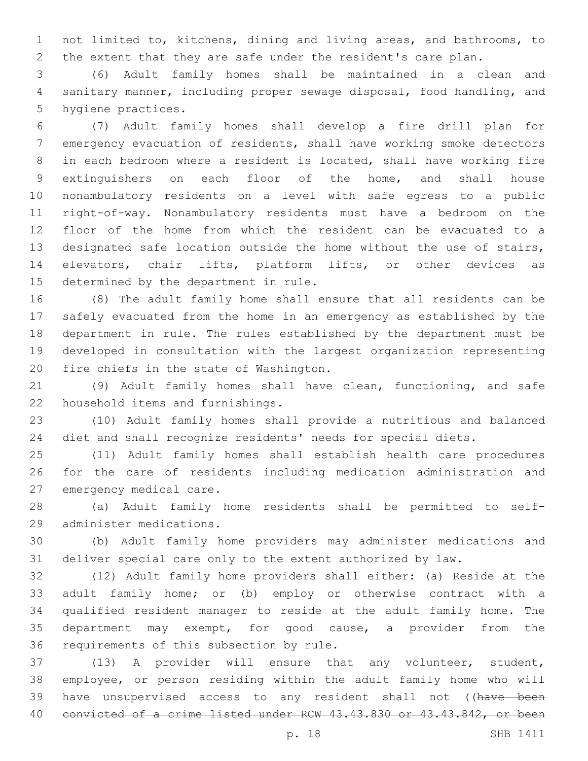not limited to, kitchens, dining and living areas, and bathrooms, to the extent that they are safe under the resident's care plan.

(6) Adult family homes shall be maintained in a clean and sanitary manner, including proper sewage disposal, food handling, and hygiene practices.

(7) Adult family homes shall develop a fire drill plan for emergency evacuation of residents, shall have working smoke detectors in each bedroom where a resident is located, shall have working fire extinguishers on each floor of the home, and shall house nonambulatory residents on a level with safe egress to a public right-of-way. Nonambulatory residents must have a bedroom on the floor of the home from which the resident can be evacuated to a designated safe location outside the home without the use of stairs, elevators, chair lifts, platform lifts, or other devices as determined by the department in rule.

(8) The adult family home shall ensure that all residents can be safely evacuated from the home in an emergency as established by the department in rule. The rules established by the department must be developed in consultation with the largest organization representing fire chiefs in the state of Washington.

(9) Adult family homes shall have clean, functioning, and safe household items and furnishings.

(10) Adult family homes shall provide a nutritious and balanced diet and shall recognize residents' needs for special diets.

(11) Adult family homes shall establish health care procedures for the care of residents including medication administration and emergency medical care.

(a) Adult family home residents shall be permitted to self-administer medications.

(b) Adult family home providers may administer medications and deliver special care only to the extent authorized by law.

(12) Adult family home providers shall either: (a) Reside at the adult family home; or (b) employ or otherwise contract with a qualified resident manager to reside at the adult family home. The department may exempt, for good cause, a provider from the requirements of this subsection by rule.

(13) A provider will ensure that any volunteer, student, employee, or person residing within the adult family home who will have unsupervised access to any resident shall not ((~~have been convicted of a crime listed under RCW 43.43.830 or 43.43.842, or been~~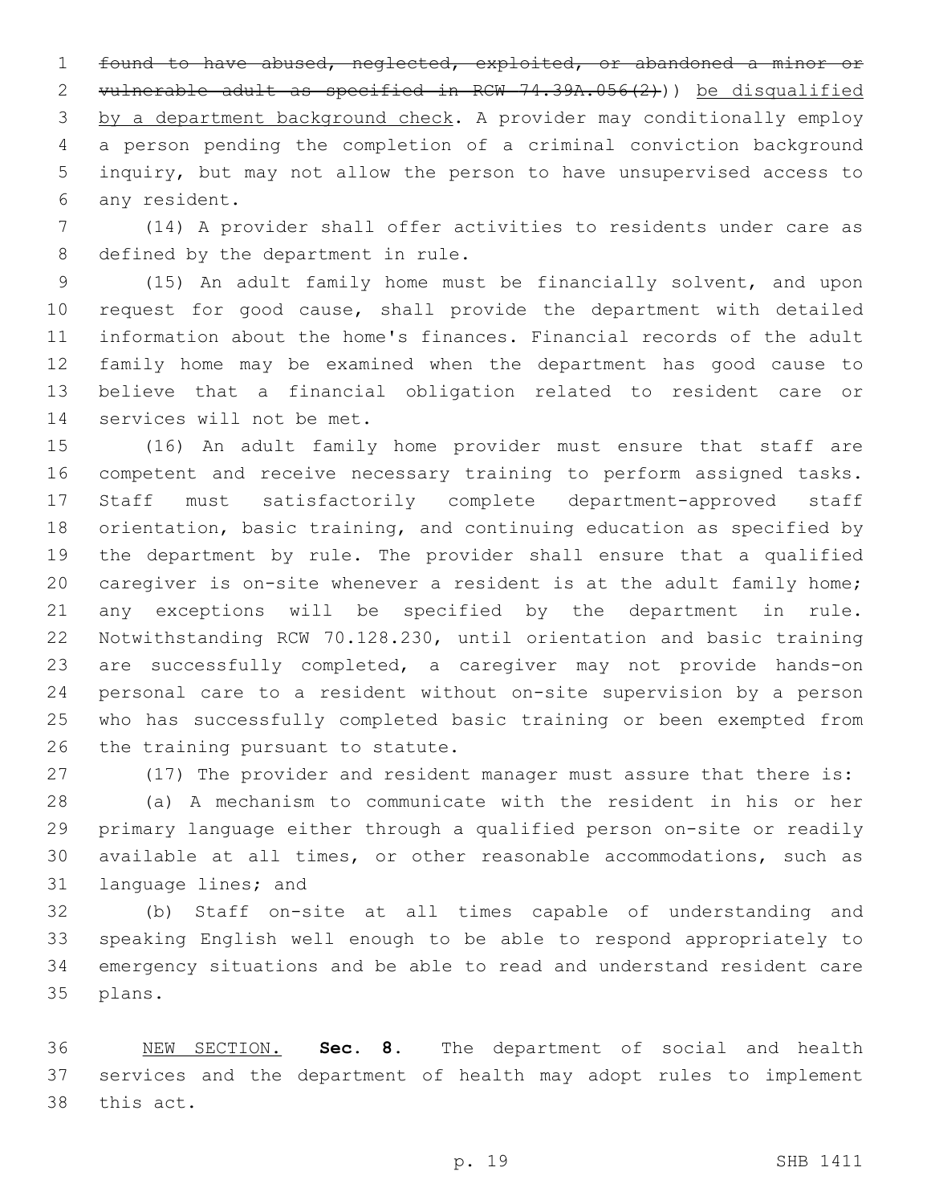~~found to have abused, neglected, exploited, or abandoned a minor or vulnerable adult as specified in RCW 74.39A.056(2)~~)) be disqualified by a department background check. A provider may conditionally employ a person pending the completion of a criminal conviction background inquiry, but may not allow the person to have unsupervised access to any resident.

(14) A provider shall offer activities to residents under care as defined by the department in rule.

(15) An adult family home must be financially solvent, and upon request for good cause, shall provide the department with detailed information about the home's finances. Financial records of the adult family home may be examined when the department has good cause to believe that a financial obligation related to resident care or services will not be met.

(16) An adult family home provider must ensure that staff are competent and receive necessary training to perform assigned tasks. Staff must satisfactorily complete department-approved staff orientation, basic training, and continuing education as specified by the department by rule. The provider shall ensure that a qualified caregiver is on-site whenever a resident is at the adult family home; any exceptions will be specified by the department in rule. Notwithstanding RCW 70.128.230, until orientation and basic training are successfully completed, a caregiver may not provide hands-on personal care to a resident without on-site supervision by a person who has successfully completed basic training or been exempted from the training pursuant to statute.

(17) The provider and resident manager must assure that there is:

(a) A mechanism to communicate with the resident in his or her primary language either through a qualified person on-site or readily available at all times, or other reasonable accommodations, such as language lines; and

(b) Staff on-site at all times capable of understanding and speaking English well enough to be able to respond appropriately to emergency situations and be able to read and understand resident care plans.

NEW SECTION. **Sec. 8.** The department of social and health services and the department of health may adopt rules to implement this act.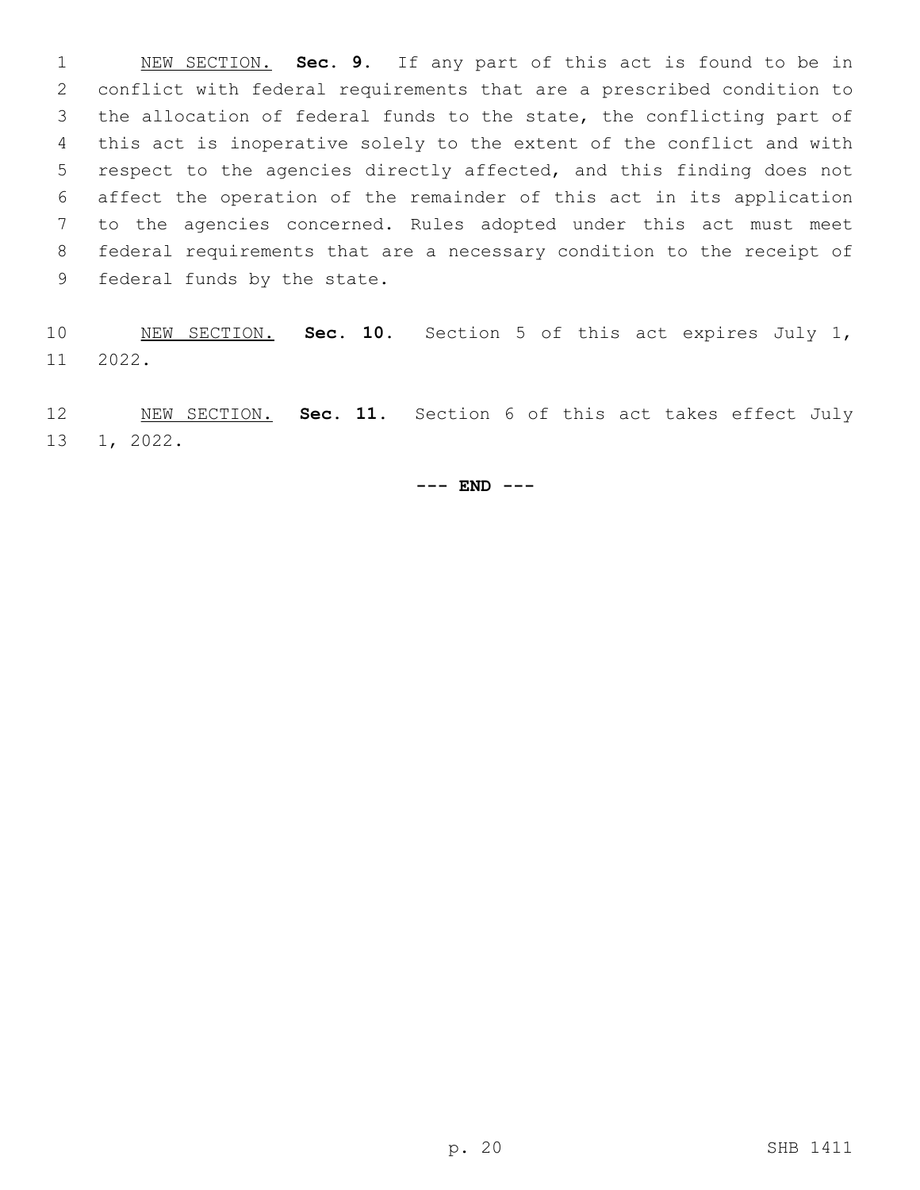NEW SECTION. **Sec. 9.** If any part of this act is found to be in conflict with federal requirements that are a prescribed condition to the allocation of federal funds to the state, the conflicting part of this act is inoperative solely to the extent of the conflict and with respect to the agencies directly affected, and this finding does not affect the operation of the remainder of this act in its application to the agencies concerned. Rules adopted under this act must meet federal requirements that are a necessary condition to the receipt of federal funds by the state.

NEW SECTION. **Sec. 10.** Section 5 of this act expires July 1, 2022.

NEW SECTION. **Sec. 11.** Section 6 of this act takes effect July 1, 2022.

**--- END ---**